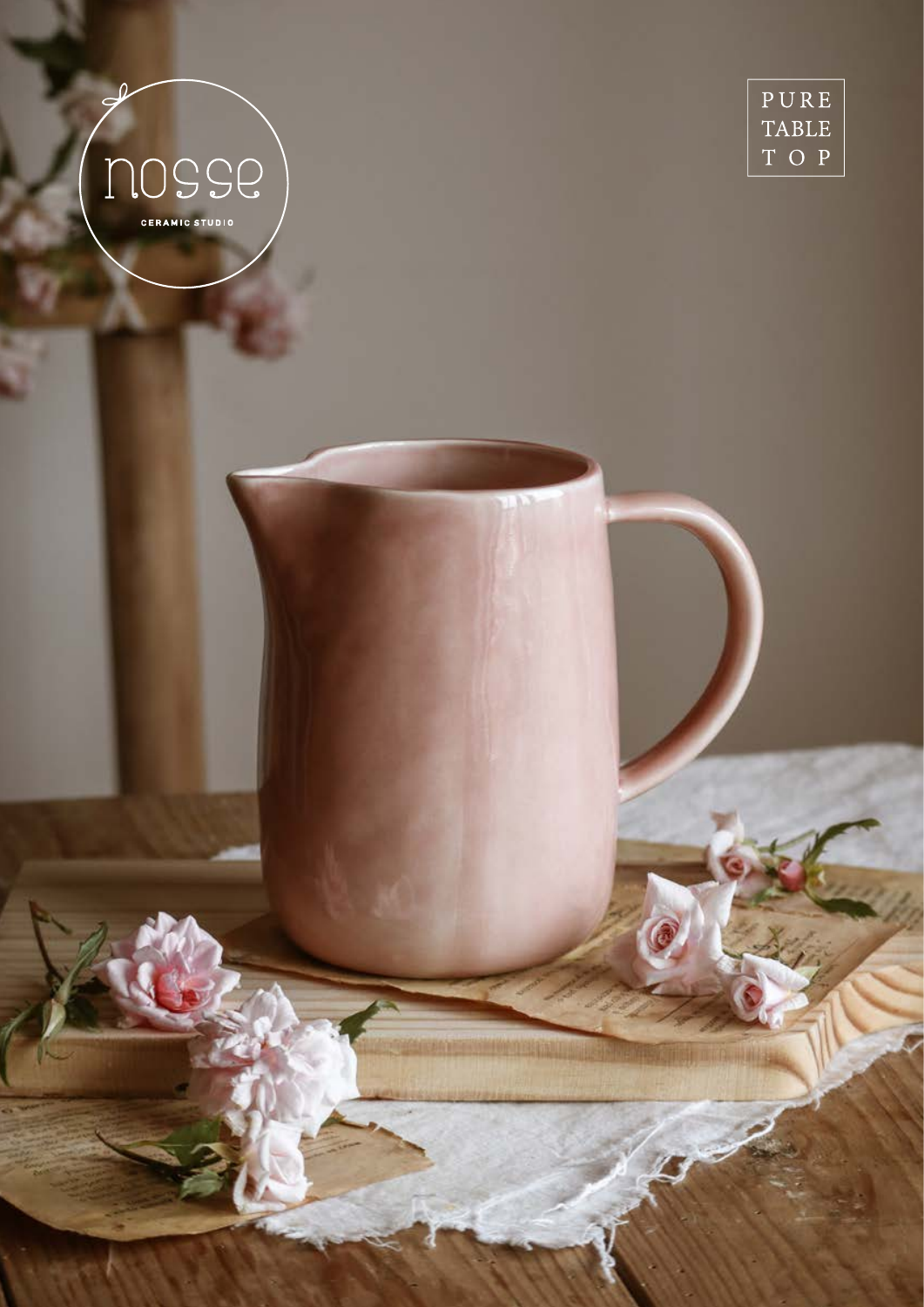nosse

CERAMIC STUDIO

PURE
TABLE
TOP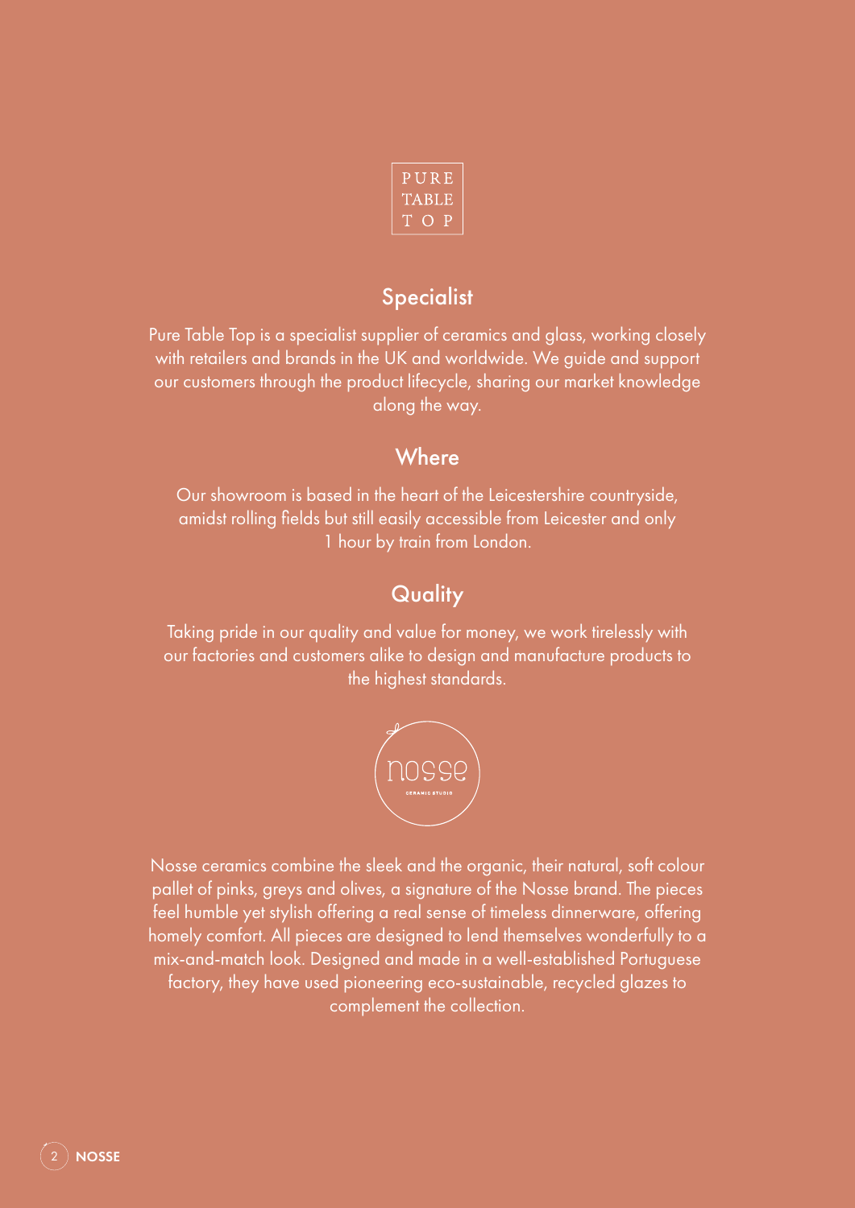PURE TABLE TOP

## Specialist

Pure Table Top is a specialist supplier of ceramics and glass, working closely with retailers and brands in the UK and worldwide. We guide and support our customers through the product lifecycle, sharing our market knowledge along the way.

## Where

Our showroom is based in the heart of the Leicestershire countryside, amidst rolling fields but still easily accessible from Leicester and only 1 hour by train from London.

## Quality

Taking pride in our quality and value for money, we work tirelessly with our factories and customers alike to design and manufacture products to the highest standards.

nosse
CERAMIC STUDIO

Nosse ceramics combine the sleek and the organic, their natural, soft colour pallet of pinks, greys and olives, a signature of the Nosse brand. The pieces feel humble yet stylish offering a real sense of timeless dinnerware, offering homely comfort. All pieces are designed to lend themselves wonderfully to a mix-and-match look. Designed and made in a well-established Portuguese factory, they have used pioneering eco-sustainable, recycled glazes to complement the collection.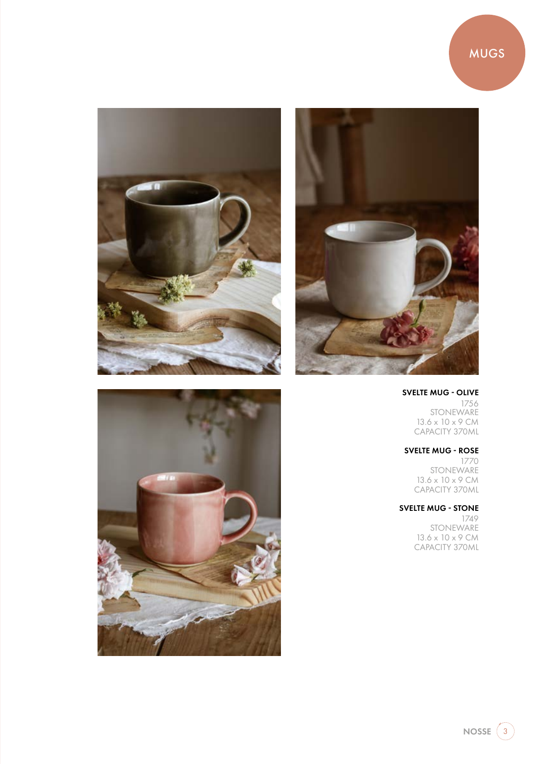# MUGS

**SVELTE MUG - OLIVE**
1756
STONEWARE
13.6 x 10 x 9 CM
CAPACITY 370ML

**SVELTE MUG - ROSE**
1770
STONEWARE
13.6 x 10 x 9 CM
CAPACITY 370ML

**SVELTE MUG - STONE**
1749
STONEWARE
13.6 x 10 x 9 CM
CAPACITY 370ML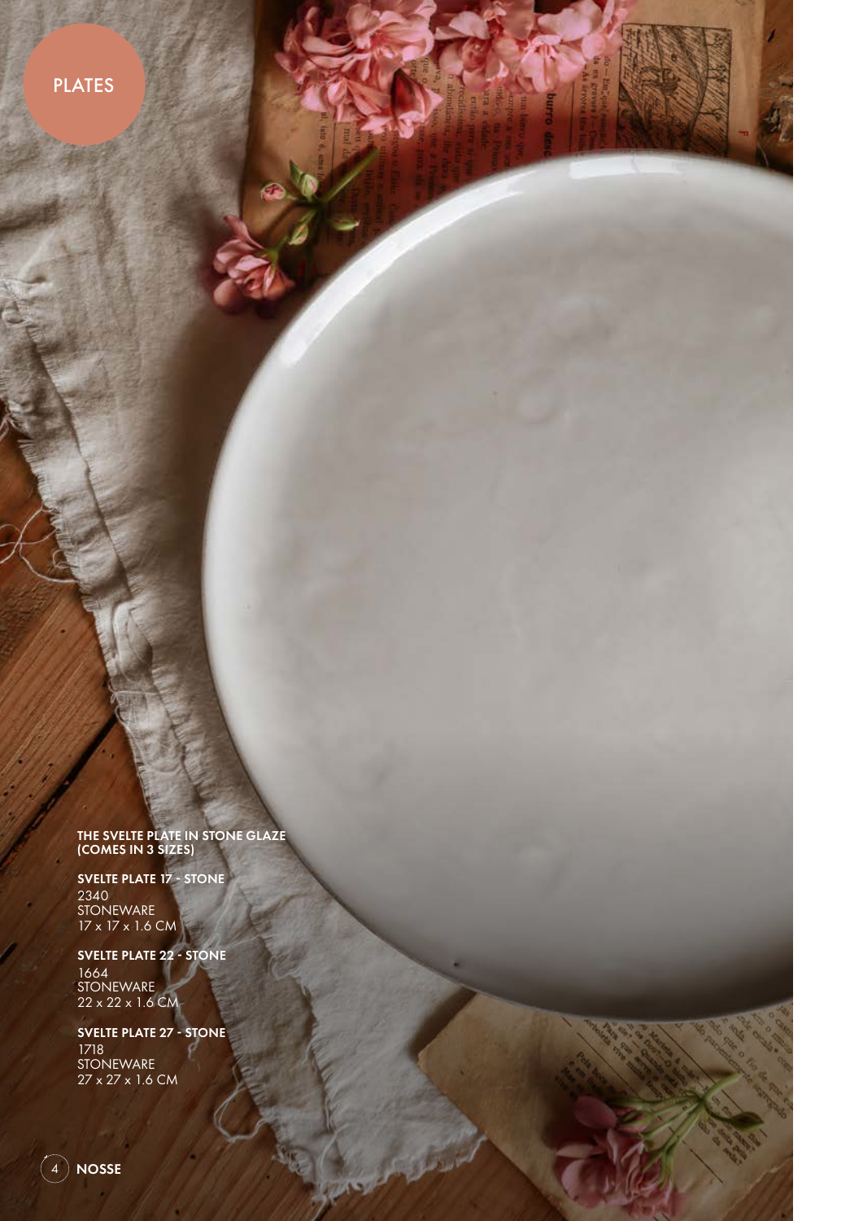# PLATES

### THE SVELTE PLATE IN STONE GLAZE (COMES IN 3 SIZES)

**SVELTE PLATE 17 - STONE**
2340
STONEWARE
17 x 17 x 1.6 CM

**SVELTE PLATE 22 - STONE**
1664
STONEWARE
22 x 22 x 1.6 CM

**SVELTE PLATE 27 - STONE**
1718
STONEWARE
27 x 27 x 1.6 CM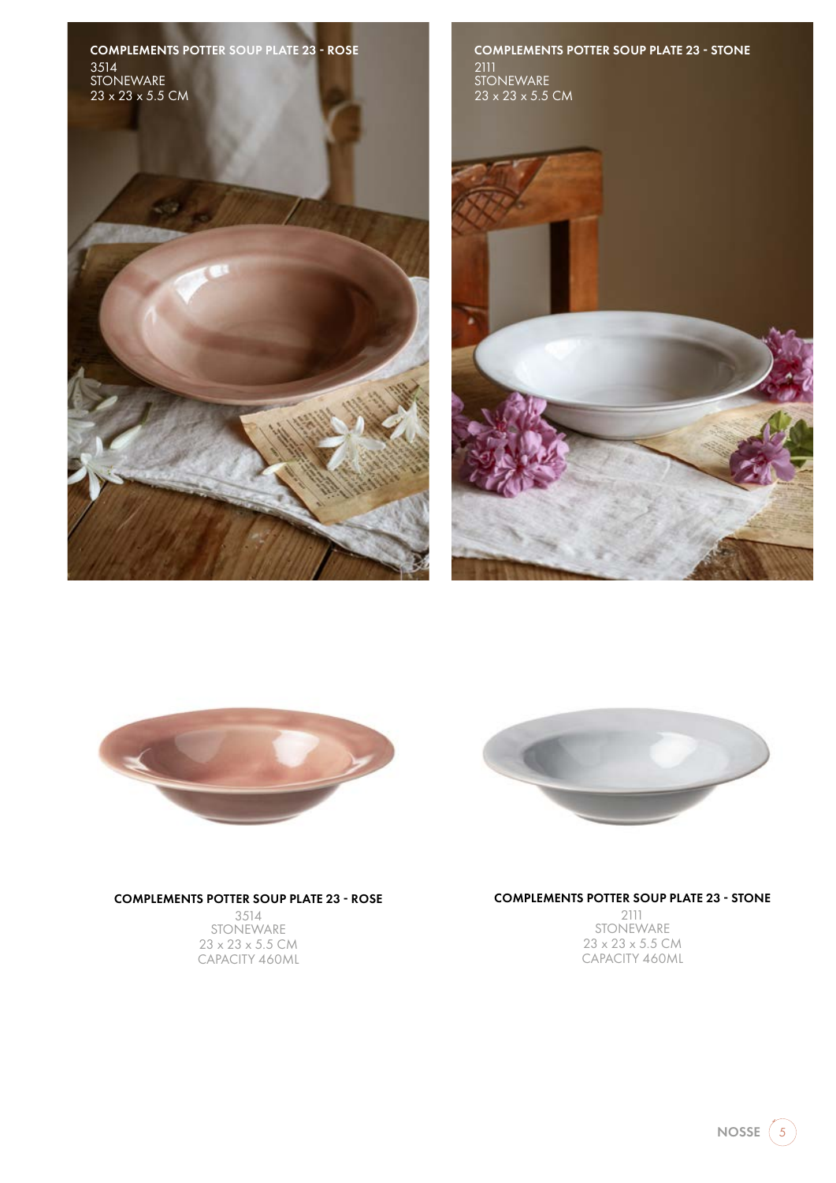**COMPLEMENTS POTTER SOUP PLATE 23 - ROSE**
3514
STONEWARE
23 x 23 x 5.5 CM

**COMPLEMENTS POTTER SOUP PLATE 23 - STONE**
2111
STONEWARE
23 x 23 x 5.5 CM

**COMPLEMENTS POTTER SOUP PLATE 23 - ROSE**
3514
STONEWARE
23 x 23 x 5.5 CM
CAPACITY 460ML

**COMPLEMENTS POTTER SOUP PLATE 23 - STONE**
2111
STONEWARE
23 x 23 x 5.5 CM
CAPACITY 460ML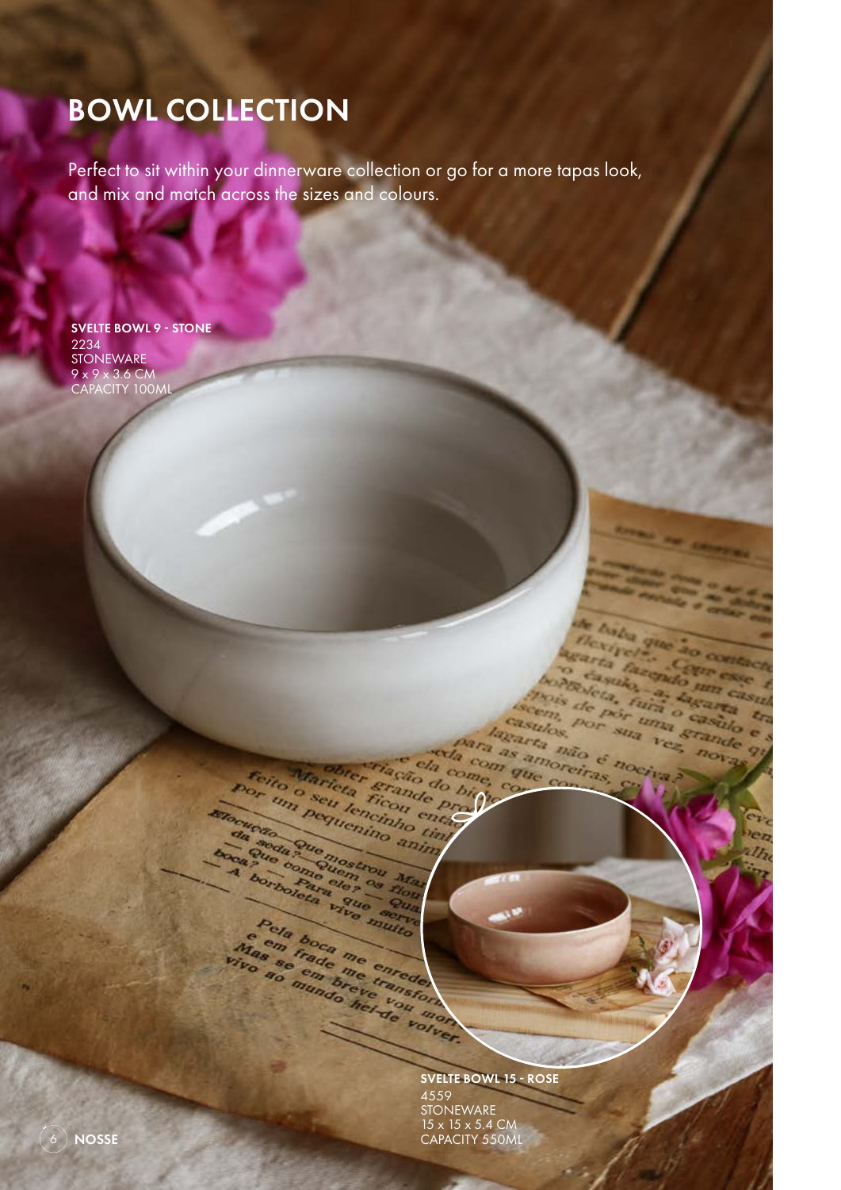# BOWL COLLECTION

Perfect to sit within your dinnerware collection or go for a more tapas look, and mix and match across the sizes and colours.

**SVELTE BOWL 9 - STONE**
2234
STONEWARE
9 x 9 x 3.6 CM
CAPACITY 100ML

**SVELTE BOWL 15 - ROSE**
4559
STONEWARE
15 x 15 x 5.4 CM
CAPACITY 550ML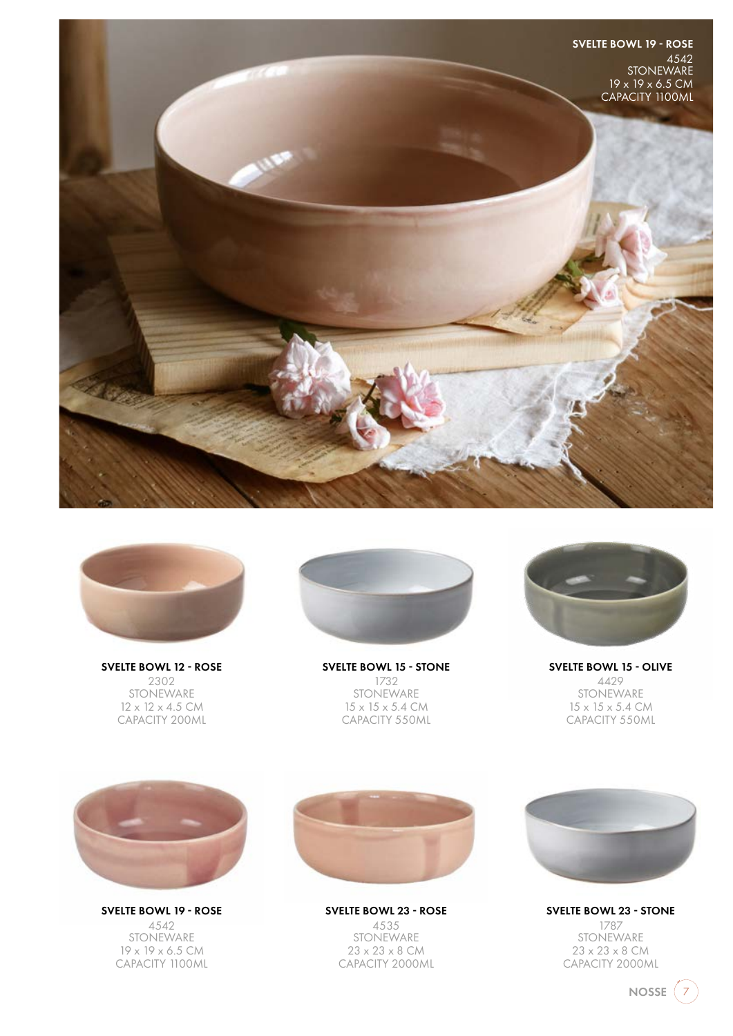**SVELTE BOWL 19 - ROSE**
4542
STONEWARE
19 x 19 x 6.5 CM
CAPACITY 1100ML

**SVELTE BOWL 12 - ROSE**
2302
STONEWARE
12 x 12 x 4.5 CM
CAPACITY 200ML

**SVELTE BOWL 15 - STONE**
1732
STONEWARE
15 x 15 x 5.4 CM
CAPACITY 550ML

**SVELTE BOWL 15 - OLIVE**
4429
STONEWARE
15 x 15 x 5.4 CM
CAPACITY 550ML

**SVELTE BOWL 19 - ROSE**
4542
STONEWARE
19 x 19 x 6.5 CM
CAPACITY 1100ML

**SVELTE BOWL 23 - ROSE**
4535
STONEWARE
23 x 23 x 8 CM
CAPACITY 2000ML

**SVELTE BOWL 23 - STONE**
1787
STONEWARE
23 x 23 x 8 CM
CAPACITY 2000ML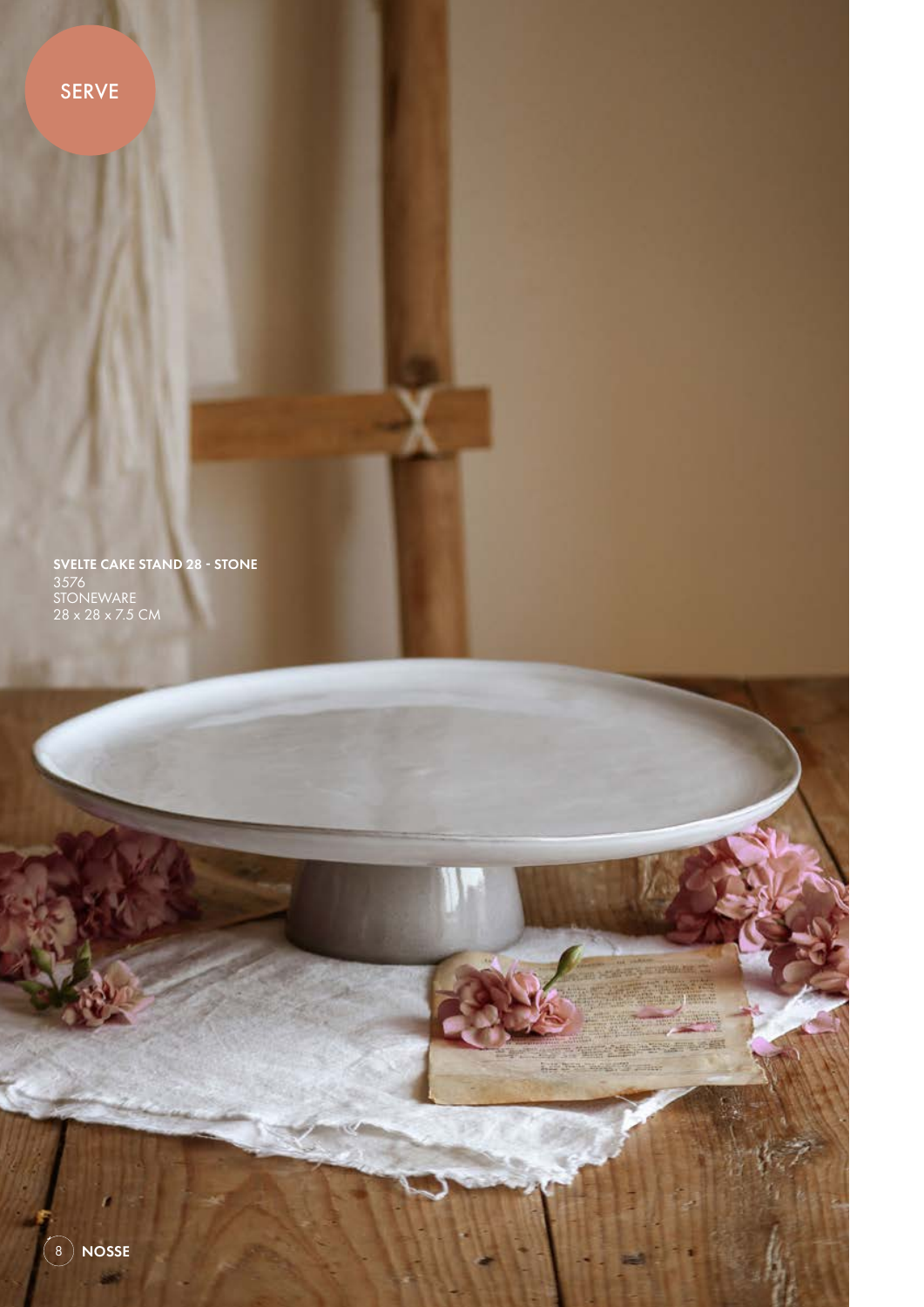SERVE

**SVELTE CAKE STAND 28 - STONE**
3576
STONEWARE
28 x 28 x 7.5 CM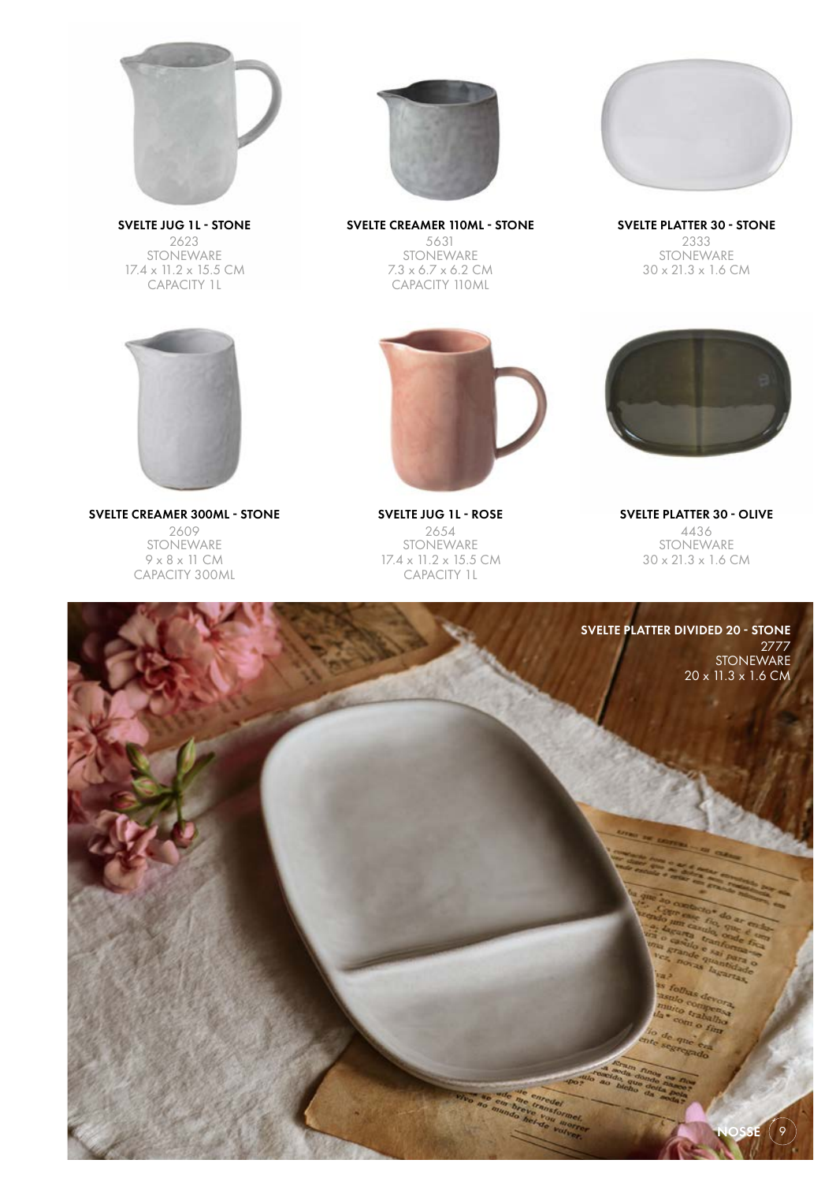**SVELTE JUG 1L - STONE**
2623
STONEWARE
17.4 x 11.2 x 15.5 CM
CAPACITY 1L

**SVELTE CREAMER 110ML - STONE**
5631
STONEWARE
7.3 x 6.7 x 6.2 CM
CAPACITY 110ML

**SVELTE PLATTER 30 - STONE**
2333
STONEWARE
30 x 21.3 x 1.6 CM

**SVELTE CREAMER 300ML - STONE**
2609
STONEWARE
9 x 8 x 11 CM
CAPACITY 300ML

**SVELTE JUG 1L - ROSE**
2654
STONEWARE
17.4 x 11.2 x 15.5 CM
CAPACITY 1L

**SVELTE PLATTER 30 - OLIVE**
4436
STONEWARE
30 x 21.3 x 1.6 CM

**SVELTE PLATTER DIVIDED 20 - STONE**
2777
STONEWARE
20 x 11.3 x 1.6 CM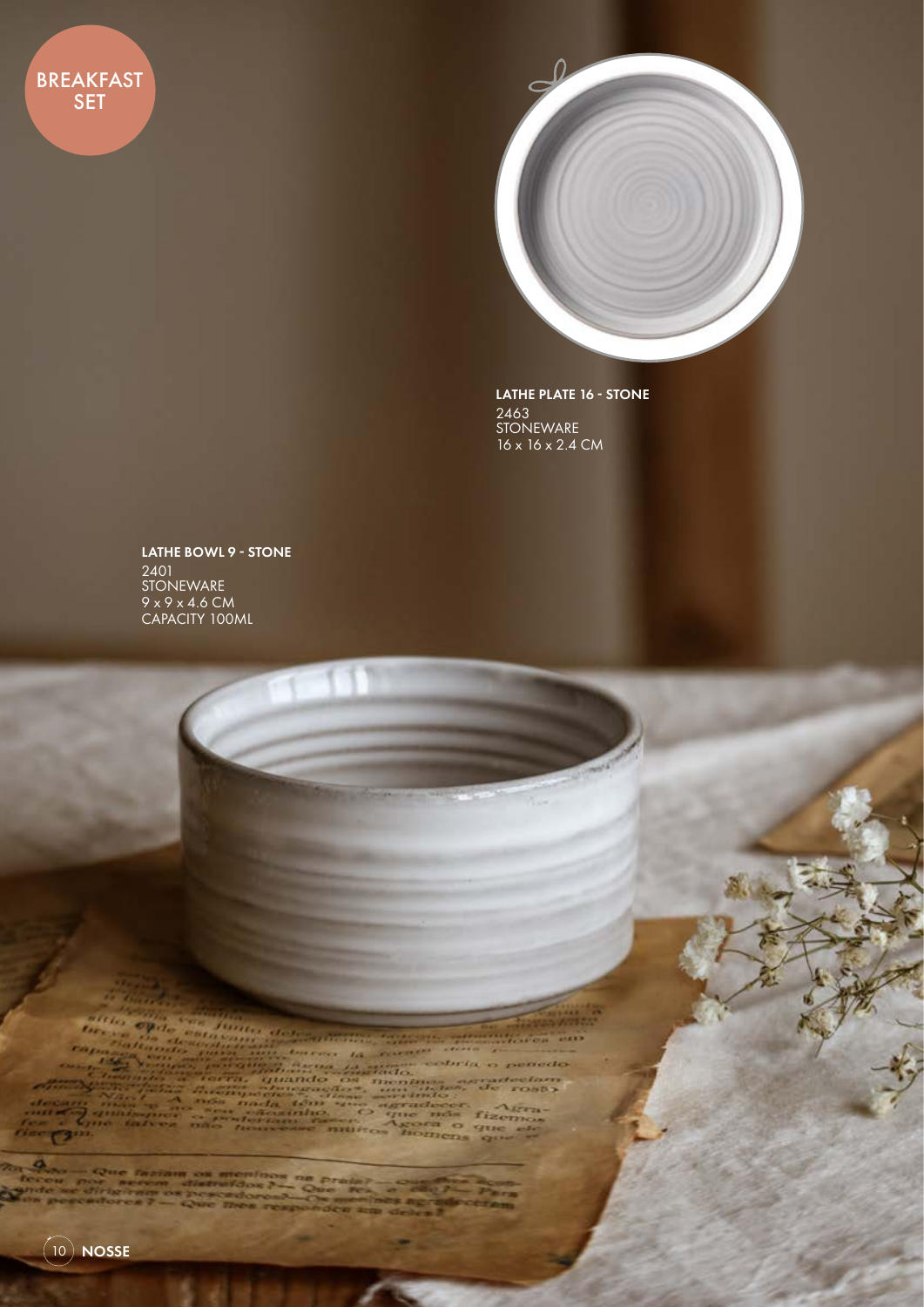BREAKFAST SET

**LATHE PLATE 16 - STONE**
2463
STONEWARE
16 x 16 x 2.4 CM

**LATHE BOWL 9 - STONE**
2401
STONEWARE
9 x 9 x 4.6 CM
CAPACITY 100ML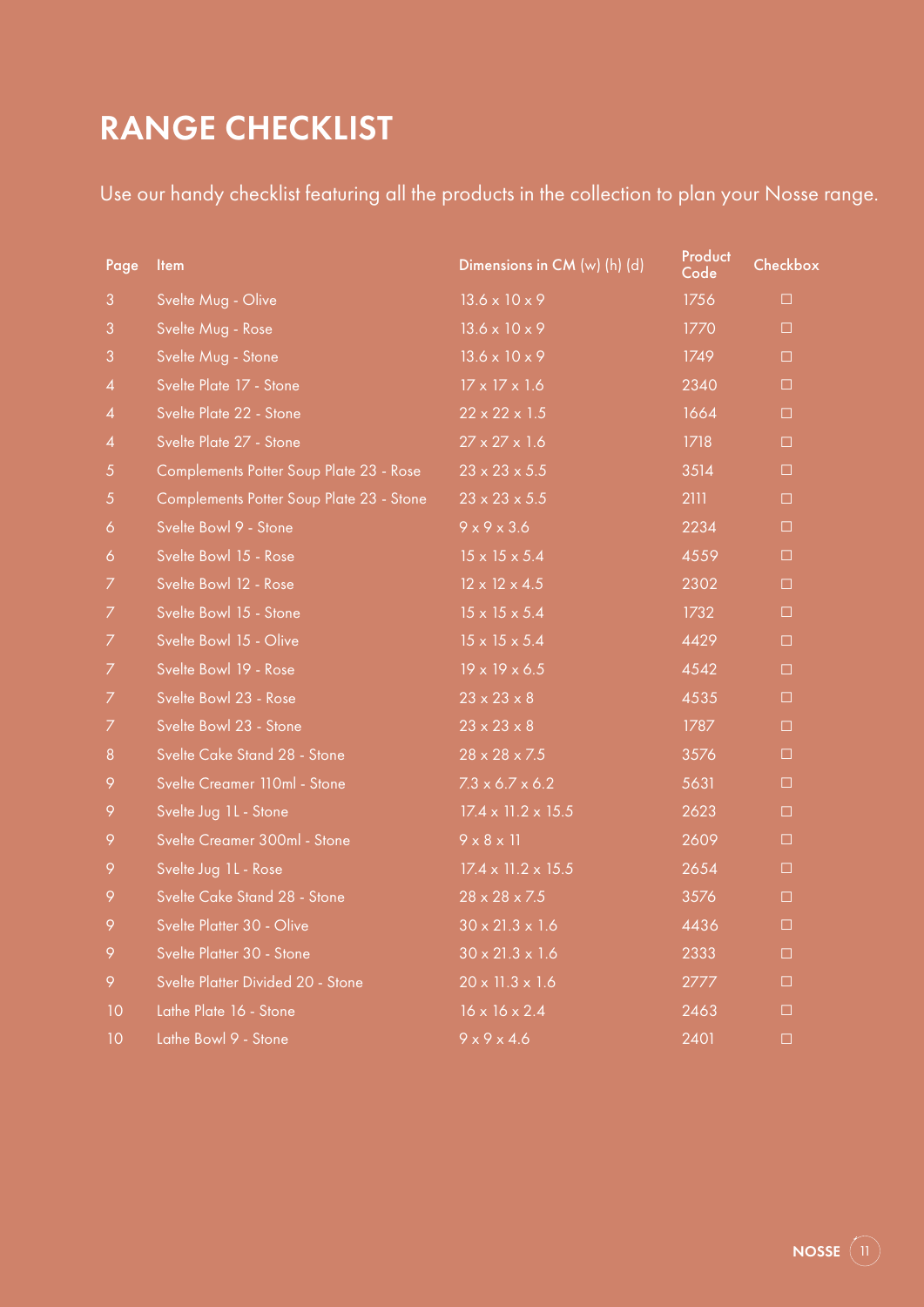# RANGE CHECKLIST

Use our handy checklist featuring all the products in the collection to plan your Nosse range.

| Page | Item | Dimensions in CM (w) (h) (d) | Product Code | Checkbox |
|---|---|---|---|---|
| 3 | Svelte Mug - Olive | 13.6 x 10 x 9 | 1756 | ☐ |
| 3 | Svelte Mug - Rose | 13.6 x 10 x 9 | 1770 | ☐ |
| 3 | Svelte Mug - Stone | 13.6 x 10 x 9 | 1749 | ☐ |
| 4 | Svelte Plate 17 - Stone | 17 x 17 x 1.6 | 2340 | ☐ |
| 4 | Svelte Plate 22 - Stone | 22 x 22 x 1.5 | 1664 | ☐ |
| 4 | Svelte Plate 27 - Stone | 27 x 27 x 1.6 | 1718 | ☐ |
| 5 | Complements Potter Soup Plate 23 - Rose | 23 x 23 x 5.5 | 3514 | ☐ |
| 5 | Complements Potter Soup Plate 23 - Stone | 23 x 23 x 5.5 | 2111 | ☐ |
| 6 | Svelte Bowl 9 - Stone | 9 x 9 x 3.6 | 2234 | ☐ |
| 6 | Svelte Bowl 15 - Rose | 15 x 15 x 5.4 | 4559 | ☐ |
| 7 | Svelte Bowl 12 - Rose | 12 x 12 x 4.5 | 2302 | ☐ |
| 7 | Svelte Bowl 15 - Stone | 15 x 15 x 5.4 | 1732 | ☐ |
| 7 | Svelte Bowl 15 - Olive | 15 x 15 x 5.4 | 4429 | ☐ |
| 7 | Svelte Bowl 19 - Rose | 19 x 19 x 6.5 | 4542 | ☐ |
| 7 | Svelte Bowl 23 - Rose | 23 x 23 x 8 | 4535 | ☐ |
| 7 | Svelte Bowl 23 - Stone | 23 x 23 x 8 | 1787 | ☐ |
| 8 | Svelte Cake Stand 28 - Stone | 28 x 28 x 7.5 | 3576 | ☐ |
| 9 | Svelte Creamer 110ml - Stone | 7.3 x 6.7 x 6.2 | 5631 | ☐ |
| 9 | Svelte Jug 1L - Stone | 17.4 x 11.2 x 15.5 | 2623 | ☐ |
| 9 | Svelte Creamer 300ml - Stone | 9 x 8 x 11 | 2609 | ☐ |
| 9 | Svelte Jug 1L - Rose | 17.4 x 11.2 x 15.5 | 2654 | ☐ |
| 9 | Svelte Cake Stand 28 - Stone | 28 x 28 x 7.5 | 3576 | ☐ |
| 9 | Svelte Platter 30 - Olive | 30 x 21.3 x 1.6 | 4436 | ☐ |
| 9 | Svelte Platter 30 - Stone | 30 x 21.3 x 1.6 | 2333 | ☐ |
| 9 | Svelte Platter Divided 20 - Stone | 20 x 11.3 x 1.6 | 2777 | ☐ |
| 10 | Lathe Plate 16 - Stone | 16 x 16 x 2.4 | 2463 | ☐ |
| 10 | Lathe Bowl 9 - Stone | 9 x 9 x 4.6 | 2401 | ☐ |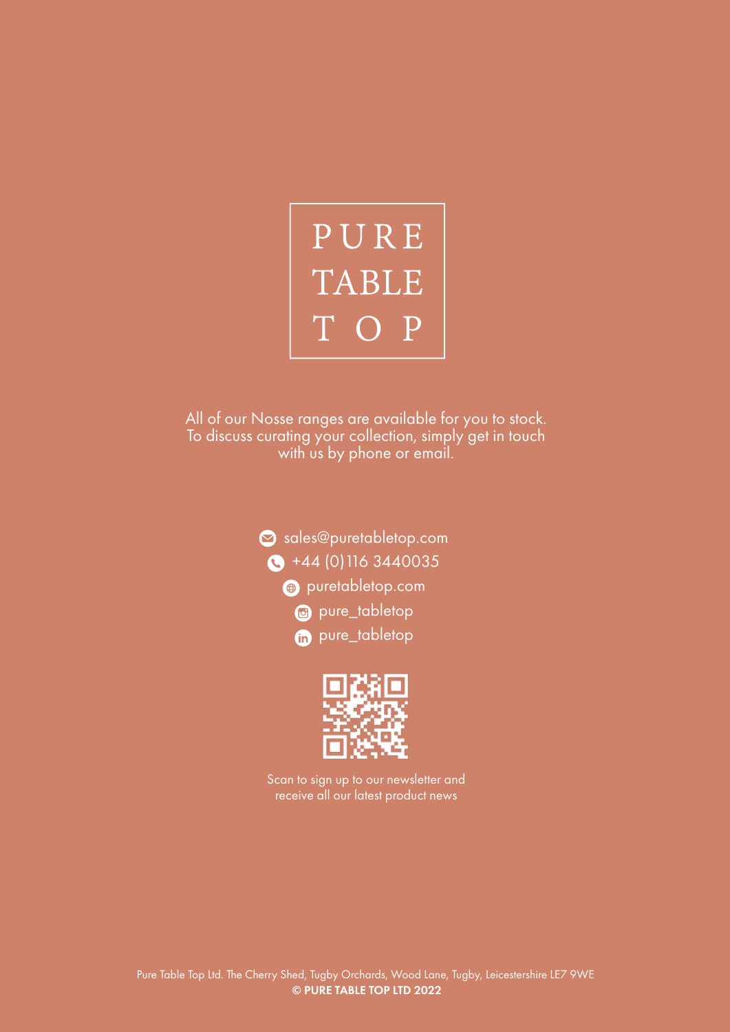PURE TABLE TOP

All of our Nosse ranges are available for you to stock. To discuss curating your collection, simply get in touch with us by phone or email.

sales@puretabletop.com

+44 (0)116 3440035

puretabletop.com

pure_tabletop

pure_tabletop

Scan to sign up to our newsletter and receive all our latest product news

Pure Table Top Ltd. The Cherry Shed, Tugby Orchards, Wood Lane, Tugby, Leicestershire LE7 9WE

**© PURE TABLE TOP LTD 2022**